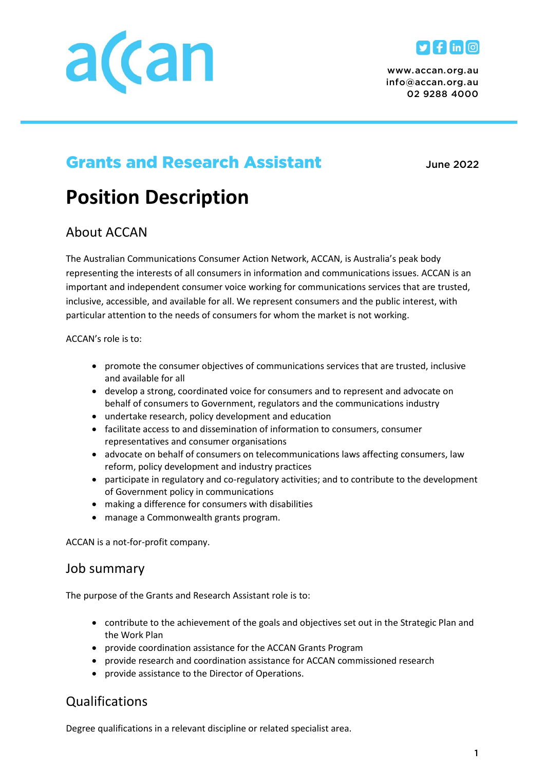www.accan.org.au
info@accan.org.au
02 9288 4000

## Grants and Research Assistant

June 2022

# Position Description

## About ACCAN

The Australian Communications Consumer Action Network, ACCAN, is Australia's peak body representing the interests of all consumers in information and communications issues. ACCAN is an important and independent consumer voice working for communications services that are trusted, inclusive, accessible, and available for all. We represent consumers and the public interest, with particular attention to the needs of consumers for whom the market is not working.

ACCAN's role is to:

- promote the consumer objectives of communications services that are trusted, inclusive and available for all
- develop a strong, coordinated voice for consumers and to represent and advocate on behalf of consumers to Government, regulators and the communications industry
- undertake research, policy development and education
- facilitate access to and dissemination of information to consumers, consumer representatives and consumer organisations
- advocate on behalf of consumers on telecommunications laws affecting consumers, law reform, policy development and industry practices
- participate in regulatory and co-regulatory activities; and to contribute to the development of Government policy in communications
- making a difference for consumers with disabilities
- manage a Commonwealth grants program.

ACCAN is a not-for-profit company.

## Job summary

The purpose of the Grants and Research Assistant role is to:

- contribute to the achievement of the goals and objectives set out in the Strategic Plan and the Work Plan
- provide coordination assistance for the ACCAN Grants Program
- provide research and coordination assistance for ACCAN commissioned research
- provide assistance to the Director of Operations.

## Qualifications

Degree qualifications in a relevant discipline or related specialist area.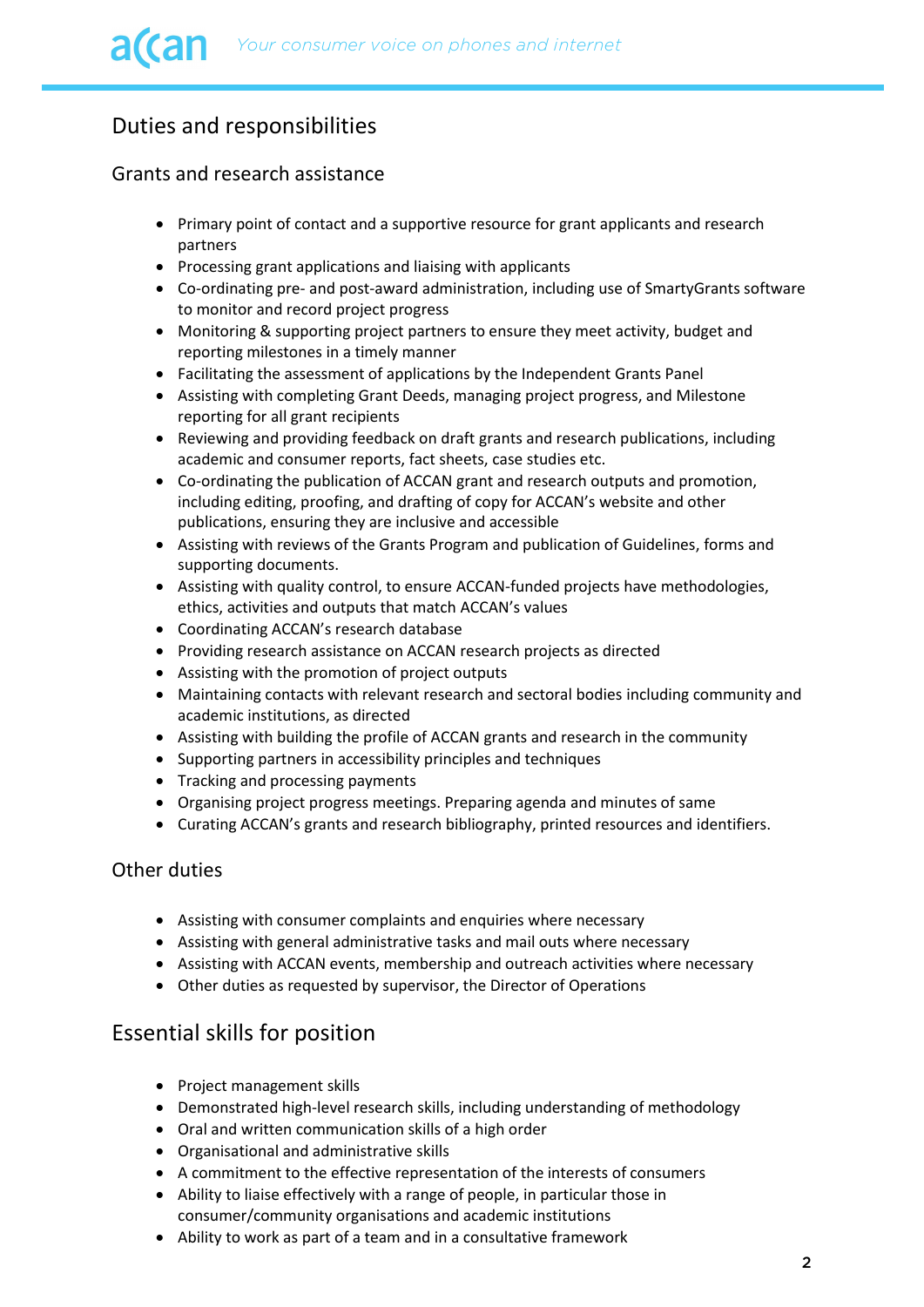## Duties and responsibilities

### Grants and research assistance

- Primary point of contact and a supportive resource for grant applicants and research partners
- Processing grant applications and liaising with applicants
- Co-ordinating pre- and post-award administration, including use of SmartyGrants software to monitor and record project progress
- Monitoring & supporting project partners to ensure they meet activity, budget and reporting milestones in a timely manner
- Facilitating the assessment of applications by the Independent Grants Panel
- Assisting with completing Grant Deeds, managing project progress, and Milestone reporting for all grant recipients
- Reviewing and providing feedback on draft grants and research publications, including academic and consumer reports, fact sheets, case studies etc.
- Co-ordinating the publication of ACCAN grant and research outputs and promotion, including editing, proofing, and drafting of copy for ACCAN's website and other publications, ensuring they are inclusive and accessible
- Assisting with reviews of the Grants Program and publication of Guidelines, forms and supporting documents.
- Assisting with quality control, to ensure ACCAN-funded projects have methodologies, ethics, activities and outputs that match ACCAN's values
- Coordinating ACCAN's research database
- Providing research assistance on ACCAN research projects as directed
- Assisting with the promotion of project outputs
- Maintaining contacts with relevant research and sectoral bodies including community and academic institutions, as directed
- Assisting with building the profile of ACCAN grants and research in the community
- Supporting partners in accessibility principles and techniques
- Tracking and processing payments
- Organising project progress meetings. Preparing agenda and minutes of same
- Curating ACCAN's grants and research bibliography, printed resources and identifiers.

### Other duties

- Assisting with consumer complaints and enquiries where necessary
- Assisting with general administrative tasks and mail outs where necessary
- Assisting with ACCAN events, membership and outreach activities where necessary
- Other duties as requested by supervisor, the Director of Operations

## Essential skills for position

- Project management skills
- Demonstrated high-level research skills, including understanding of methodology
- Oral and written communication skills of a high order
- Organisational and administrative skills
- A commitment to the effective representation of the interests of consumers
- Ability to liaise effectively with a range of people, in particular those in consumer/community organisations and academic institutions
- Ability to work as part of a team and in a consultative framework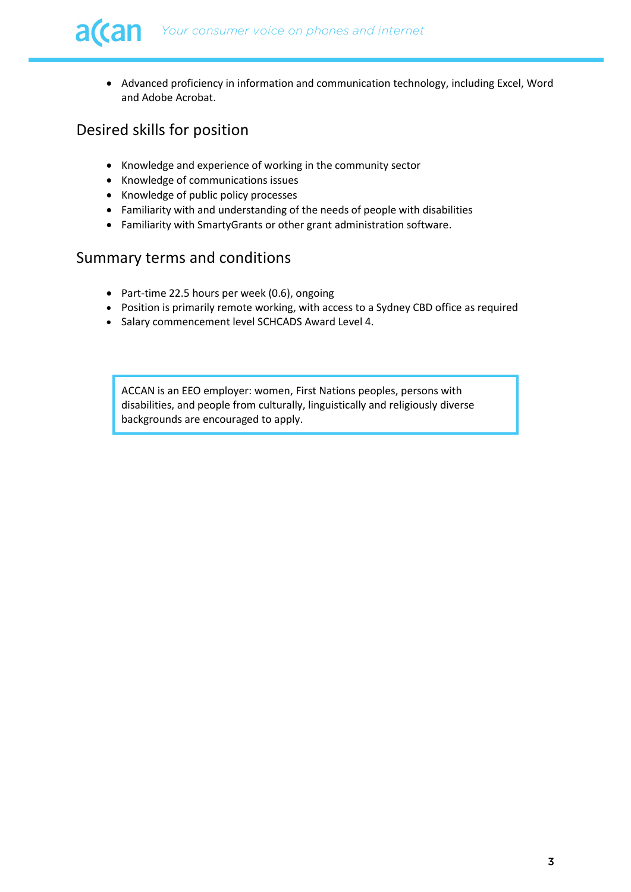- Advanced proficiency in information and communication technology, including Excel, Word and Adobe Acrobat.

## Desired skills for position

- Knowledge and experience of working in the community sector
- Knowledge of communications issues
- Knowledge of public policy processes
- Familiarity with and understanding of the needs of people with disabilities
- Familiarity with SmartyGrants or other grant administration software.

## Summary terms and conditions

- Part-time 22.5 hours per week (0.6), ongoing
- Position is primarily remote working, with access to a Sydney CBD office as required
- Salary commencement level SCHCADS Award Level 4.

ACCAN is an EEO employer: women, First Nations peoples, persons with disabilities, and people from culturally, linguistically and religiously diverse backgrounds are encouraged to apply.